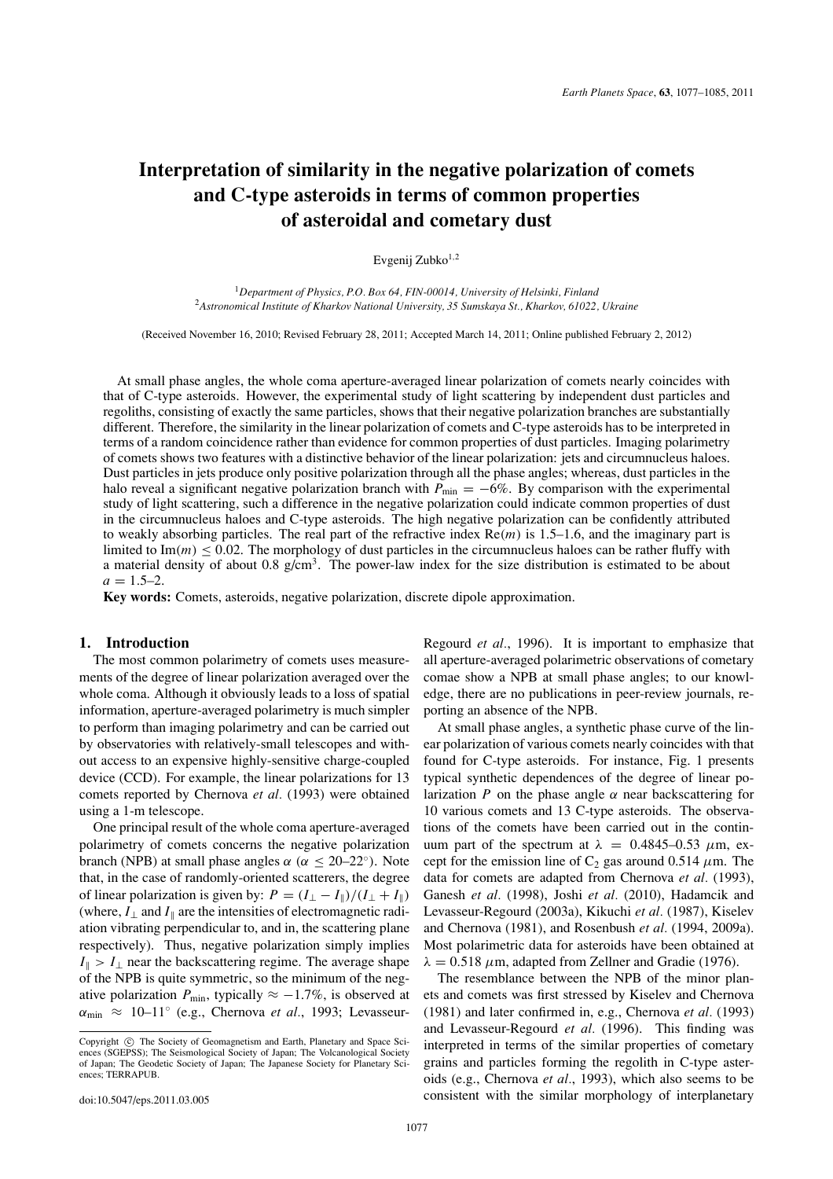# Interpretation of similarity in the negative polarization of comets and C-type asteroids in terms of common properties of asteroidal and cometary dust

Evgenij Zubko[1,2]

[1]*Department of Physics, P.O. Box 64, FIN-00014, University of Helsinki, Finland*
[2]*Astronomical Institute of Kharkov National University, 35 Sumskaya St., Kharkov, 61022, Ukraine*

(Received November 16, 2010; Revised February 28, 2011; Accepted March 14, 2011; Online published February 2, 2012)

At small phase angles, the whole coma aperture-averaged linear polarization of comets nearly coincides with that of C-type asteroids. However, the experimental study of light scattering by independent dust particles and regoliths, consisting of exactly the same particles, shows that their negative polarization branches are substantially different. Therefore, the similarity in the linear polarization of comets and C-type asteroids has to be interpreted in terms of a random coincidence rather than evidence for common properties of dust particles. Imaging polarimetry of comets shows two features with a distinctive behavior of the linear polarization: jets and circumnucleus haloes. Dust particles in jets produce only positive polarization through all the phase angles; whereas, dust particles in the halo reveal a significant negative polarization branch with $P_{\min} = -6\%$. By comparison with the experimental study of light scattering, such a difference in the negative polarization could indicate common properties of dust in the circumnucleus haloes and C-type asteroids. The high negative polarization can be confidently attributed to weakly absorbing particles. The real part of the refractive index $\text{Re}(m)$ is 1.5–1.6, and the imaginary part is limited to $\text{Im}(m) \leq 0.02$. The morphology of dust particles in the circumnucleus haloes can be rather fluffy with a material density of about 0.8 g/cm$^3$. The power-law index for the size distribution is estimated to be about $a = 1.5$–2.

**Key words:** Comets, asteroids, negative polarization, discrete dipole approximation.

## 1. Introduction

The most common polarimetry of comets uses measurements of the degree of linear polarization averaged over the whole coma. Although it obviously leads to a loss of spatial information, aperture-averaged polarimetry is much simpler to perform than imaging polarimetry and can be carried out by observatories with relatively-small telescopes and without access to an expensive highly-sensitive charge-coupled device (CCD). For example, the linear polarizations for 13 comets reported by Chernova *et al.* (1993) were obtained using a 1-m telescope.

One principal result of the whole coma aperture-averaged polarimetry of comets concerns the negative polarization branch (NPB) at small phase angles $\alpha$ ($\alpha \leq 20$–$22^\circ$). Note that, in the case of randomly-oriented scatterers, the degree of linear polarization is given by: $P = (I_\perp - I_\parallel)/(I_\perp + I_\parallel)$ (where, $I_\perp$ and $I_\parallel$ are the intensities of electromagnetic radiation vibrating perpendicular to, and in, the scattering plane respectively). Thus, negative polarization simply implies $I_\parallel > I_\perp$ near the backscattering regime. The average shape of the NPB is quite symmetric, so the minimum of the negative polarization $P_{\min}$, typically $\approx -1.7\%$, is observed at $\alpha_{\min} \approx 10$–$11^\circ$ (e.g., Chernova *et al.*, 1993; Levasseur-Regourd *et al.*, 1996). It is important to emphasize that all aperture-averaged polarimetric observations of cometary comae show a NPB at small phase angles; to our knowledge, there are no publications in peer-review journals, reporting an absence of the NPB.

At small phase angles, a synthetic phase curve of the linear polarization of various comets nearly coincides with that found for C-type asteroids. For instance, Fig. 1 presents typical synthetic dependences of the degree of linear polarization $P$ on the phase angle $\alpha$ near backscattering for 10 various comets and 13 C-type asteroids. The observations of the comets have been carried out in the continuum part of the spectrum at $\lambda = 0.4845$–$0.53$ $\mu$m, except for the emission line of $C_2$ gas around 0.514 $\mu$m. The data for comets are adapted from Chernova *et al.* (1993), Ganesh *et al.* (1998), Joshi *et al.* (2010), Hadamcik and Levasseur-Regourd (2003a), Kikuchi *et al.* (1987), Kiselev and Chernova (1981), and Rosenbush *et al.* (1994, 2009a). Most polarimetric data for asteroids have been obtained at $\lambda = 0.518$ $\mu$m, adapted from Zellner and Gradie (1976).

The resemblance between the NPB of the minor planets and comets was first stressed by Kiselev and Chernova (1981) and later confirmed in, e.g., Chernova *et al.* (1993) and Levasseur-Regourd *et al.* (1996). This finding was interpreted in terms of the similar properties of cometary grains and particles forming the regolith in C-type asteroids (e.g., Chernova *et al.*, 1993), which also seems to be consistent with the similar morphology of interplanetary

Copyright © The Society of Geomagnetism and Earth, Planetary and Space Sciences (SGEPSS); The Seismological Society of Japan; The Volcanological Society of Japan; The Geodetic Society of Japan; The Japanese Society for Planetary Sciences; TERRAPUB.

doi:10.5047/eps.2011.03.005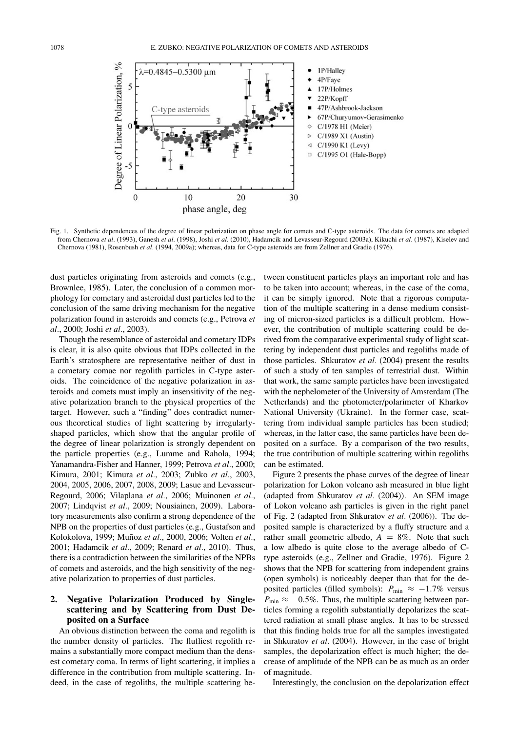Fig. 1. Synthetic dependences of the degree of linear polarization on phase angle for comets and C-type asteroids. The data for comets are adapted from Chernova *et al*. (1993), Ganesh *et al*. (1998), Joshi *et al*. (2010), Hadamcik and Levasseur-Regourd (2003a), Kikuchi *et al*. (1987), Kiselev and Chernova (1981), Rosenbush *et al*. (1994, 2009a); whereas, data for C-type asteroids are from Zellner and Gradie (1976).

dust particles originating from asteroids and comets (e.g., Brownlee, 1985). Later, the conclusion of a common morphology for cometary and asteroidal dust particles led to the conclusion of the same driving mechanism for the negative polarization found in asteroids and comets (e.g., Petrova *et al*., 2000; Joshi *et al*., 2003).

Though the resemblance of asteroidal and cometary IDPs is clear, it is also quite obvious that IDPs collected in the Earth's stratosphere are representative neither of dust in a cometary comae nor regolith particles in C-type asteroids. The coincidence of the negative polarization in asteroids and comets must imply an insensitivity of the negative polarization branch to the physical properties of the target. However, such a "finding" does contradict numerous theoretical studies of light scattering by irregularly-shaped particles, which show that the angular profile of the degree of linear polarization is strongly dependent on the particle properties (e.g., Lumme and Rahola, 1994; Yanamandra-Fisher and Hanner, 1999; Petrova *et al*., 2000; Kimura, 2001; Kimura *et al*., 2003; Zubko *et al*., 2003, 2004, 2005, 2006, 2007, 2008, 2009; Lasue and Levasseur-Regourd, 2006; Vilaplana *et al*., 2006; Muinonen *et al*., 2007; Lindqvist *et al*., 2009; Nousiainen, 2009). Laboratory measurements also confirm a strong dependence of the NPB on the properties of dust particles (e.g., Gustafson and Kolokolova, 1999; Muñoz *et al*., 2000, 2006; Volten *et al*., 2001; Hadamcik *et al*., 2009; Renard *et al*., 2010). Thus, there is a contradiction between the similarities of the NPBs of comets and asteroids, and the high sensitivity of the negative polarization to properties of dust particles.

## 2. Negative Polarization Produced by Single-scattering and by Scattering from Dust Deposited on a Surface

An obvious distinction between the coma and regolith is the number density of particles. The fluffiest regolith remains a substantially more compact medium than the densest cometary coma. In terms of light scattering, it implies a difference in the contribution from multiple scattering. Indeed, in the case of regoliths, the multiple scattering between constituent particles plays an important role and has to be taken into account; whereas, in the case of the coma, it can be simply ignored. Note that a rigorous computation of the multiple scattering in a dense medium consisting of micron-sized particles is a difficult problem. However, the contribution of multiple scattering could be derived from the comparative experimental study of light scattering by independent dust particles and regoliths made of those particles. Shkuratov *et al*. (2004) present the results of such a study of ten samples of terrestrial dust. Within that work, the same sample particles have been investigated with the nephelometer of the University of Amsterdam (The Netherlands) and the photometer/polarimeter of Kharkov National University (Ukraine). In the former case, scattering from individual sample particles has been studied; whereas, in the latter case, the same particles have been deposited on a surface. By a comparison of the two results, the true contribution of multiple scattering within regoliths can be estimated.

Figure 2 presents the phase curves of the degree of linear polarization for Lokon volcano ash measured in blue light (adapted from Shkuratov *et al*. (2004)). An SEM image of Lokon volcano ash particles is given in the right panel of Fig. 2 (adapted from Shkuratov *et al*. (2006)). The deposited sample is characterized by a fluffy structure and a rather small geometric albedo, $A = 8\%$. Note that such a low albedo is quite close to the average albedo of C-type asteroids (e.g., Zellner and Gradie, 1976). Figure 2 shows that the NPB for scattering from independent grains (open symbols) is noticeably deeper than that for the deposited particles (filled symbols): $P_{\min} \approx -1.7\%$ versus $P_{\min} \approx -0.5\%$. Thus, the multiple scattering between particles forming a regolith substantially depolarizes the scattered radiation at small phase angles. It has to be stressed that this finding holds true for all the samples investigated in Shkuratov *et al*. (2004). However, in the case of bright samples, the depolarization effect is much higher; the decrease of amplitude of the NPB can be as much as an order of magnitude.

Interestingly, the conclusion on the depolarization effect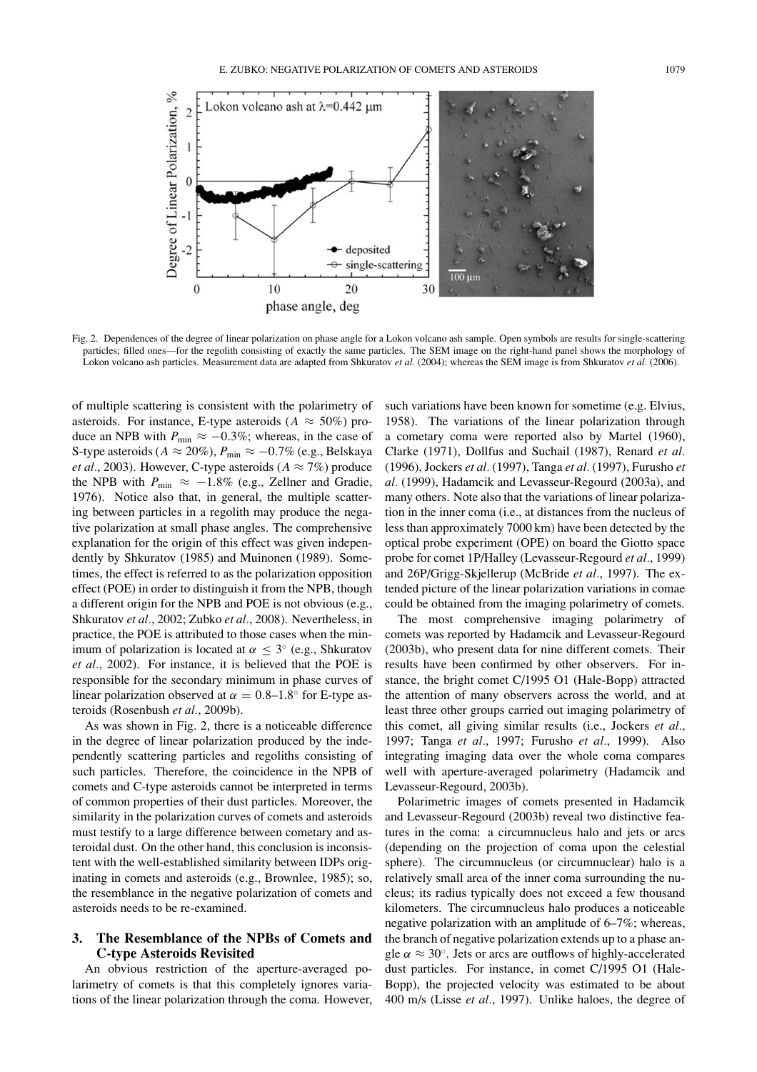Fig. 2. Dependences of the degree of linear polarization on phase angle for a Lokon volcano ash sample. Open symbols are results for single-scattering particles; filled ones—for the regolith consisting of exactly the same particles. The SEM image on the right-hand panel shows the morphology of Lokon volcano ash particles. Measurement data are adapted from Shkuratov *et al*. (2004); whereas the SEM image is from Shkuratov *et al*. (2006).

of multiple scattering is consistent with the polarimetry of asteroids. For instance, E-type asteroids ($A \approx 50\%$) produce an NPB with $P_{\min} \approx -0.3\%$; whereas, in the case of S-type asteroids ($A \approx 20\%$), $P_{\min} \approx -0.7\%$ (e.g., Belskaya *et al*., 2003). However, C-type asteroids ($A \approx 7\%$) produce the NPB with $P_{\min} \approx -1.8\%$ (e.g., Zellner and Gradie, 1976). Notice also that, in general, the multiple scattering between particles in a regolith may produce the negative polarization at small phase angles. The comprehensive explanation for the origin of this effect was given independently by Shkuratov (1985) and Muinonen (1989). Sometimes, the effect is referred to as the polarization opposition effect (POE) in order to distinguish it from the NPB, though a different origin for the NPB and POE is not obvious (e.g., Shkuratov *et al*., 2002; Zubko *et al*., 2008). Nevertheless, in practice, the POE is attributed to those cases when the minimum of polarization is located at $\alpha \leq 3^{\circ}$ (e.g., Shkuratov *et al*., 2002). For instance, it is believed that the POE is responsible for the secondary minimum in phase curves of linear polarization observed at $\alpha = 0.8$–$1.8^{\circ}$ for E-type asteroids (Rosenbush *et al*., 2009b).

As was shown in Fig. 2, there is a noticeable difference in the degree of linear polarization produced by the independently scattering particles and regoliths consisting of such particles. Therefore, the coincidence in the NPB of comets and C-type asteroids cannot be interpreted in terms of common properties of their dust particles. Moreover, the similarity in the polarization curves of comets and asteroids must testify to a large difference between cometary and asteroidal dust. On the other hand, this conclusion is inconsistent with the well-established similarity between IDPs originating in comets and asteroids (e.g., Brownlee, 1985); so, the resemblance in the negative polarization of comets and asteroids needs to be re-examined.

## 3. The Resemblance of the NPBs of Comets and C-type Asteroids Revisited

An obvious restriction of the aperture-averaged polarimetry of comets is that this completely ignores variations of the linear polarization through the coma. However, such variations have been known for sometime (e.g. Elvius, 1958). The variations of the linear polarization through a cometary coma were reported also by Martel (1960), Clarke (1971), Dollfus and Suchail (1987), Renard *et al*. (1996), Jockers *et al*. (1997), Tanga *et al*. (1997), Furusho *et al*. (1999), Hadamcik and Levasseur-Regourd (2003a), and many others. Note also that the variations of linear polarization in the inner coma (i.e., at distances from the nucleus of less than approximately 7000 km) have been detected by the optical probe experiment (OPE) on board the Giotto space probe for comet 1P/Halley (Levasseur-Regourd *et al*., 1999) and 26P/Grigg-Skjellerup (McBride *et al*., 1997). The extended picture of the linear polarization variations in comae could be obtained from the imaging polarimetry of comets.

The most comprehensive imaging polarimetry of comets was reported by Hadamcik and Levasseur-Regourd (2003b), who present data for nine different comets. Their results have been confirmed by other observers. For instance, the bright comet C/1995 O1 (Hale-Bopp) attracted the attention of many observers across the world, and at least three other groups carried out imaging polarimetry of this comet, all giving similar results (i.e., Jockers *et al*., 1997; Tanga *et al*., 1997; Furusho *et al*., 1999). Also integrating imaging data over the whole coma compares well with aperture-averaged polarimetry (Hadamcik and Levasseur-Regourd, 2003b).

Polarimetric images of comets presented in Hadamcik and Levasseur-Regourd (2003b) reveal two distinctive features in the coma: a circumnucleus halo and jets or arcs (depending on the projection of coma upon the celestial sphere). The circumnucleus (or circumnuclear) halo is a relatively small area of the inner coma surrounding the nucleus; its radius typically does not exceed a few thousand kilometers. The circumnucleus halo produces a noticeable negative polarization with an amplitude of 6–7%; whereas, the branch of negative polarization extends up to a phase angle $\alpha \approx 30^{\circ}$. Jets or arcs are outflows of highly-accelerated dust particles. For instance, in comet C/1995 O1 (Hale-Bopp), the projected velocity was estimated to be about 400 m/s (Lisse *et al*., 1997). Unlike haloes, the degree of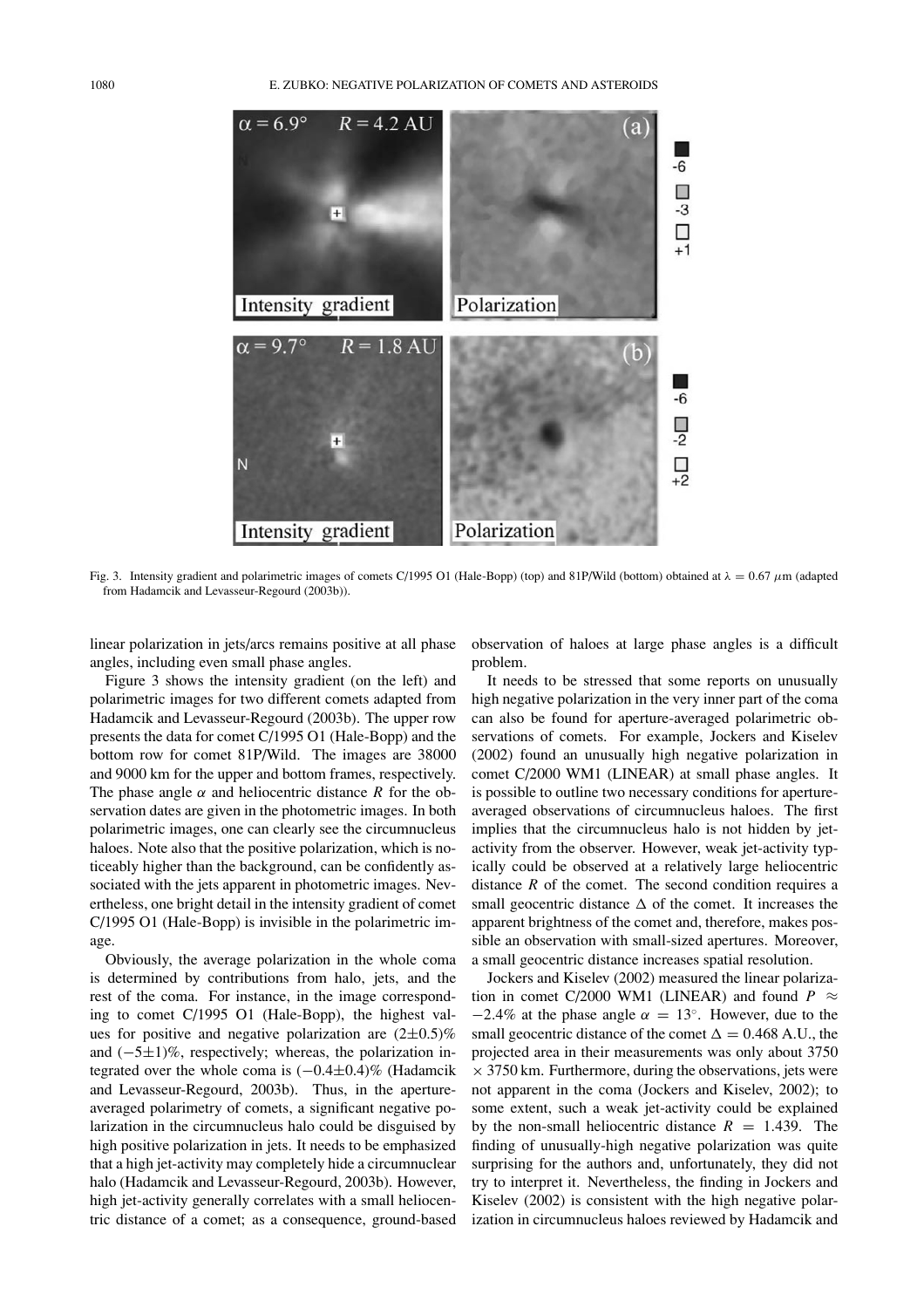Fig. 3. Intensity gradient and polarimetric images of comets C/1995 O1 (Hale-Bopp) (top) and 81P/Wild (bottom) obtained at $\lambda = 0.67$ $\mu$m (adapted from Hadamcik and Levasseur-Regourd (2003b)).

linear polarization in jets/arcs remains positive at all phase angles, including even small phase angles.

Figure 3 shows the intensity gradient (on the left) and polarimetric images for two different comets adapted from Hadamcik and Levasseur-Regourd (2003b). The upper row presents the data for comet C/1995 O1 (Hale-Bopp) and the bottom row for comet 81P/Wild. The images are 38000 and 9000 km for the upper and bottom frames, respectively. The phase angle $\alpha$ and heliocentric distance $R$ for the observation dates are given in the photometric images. In both polarimetric images, one can clearly see the circumnucleus haloes. Note also that the positive polarization, which is noticeably higher than the background, can be confidently associated with the jets apparent in photometric images. Nevertheless, one bright detail in the intensity gradient of comet C/1995 O1 (Hale-Bopp) is invisible in the polarimetric image.

Obviously, the average polarization in the whole coma is determined by contributions from halo, jets, and the rest of the coma. For instance, in the image corresponding to comet C/1995 O1 (Hale-Bopp), the highest values for positive and negative polarization are $(2\pm0.5)$% and $(-5\pm1)$%, respectively; whereas, the polarization integrated over the whole coma is $(-0.4\pm0.4)$% (Hadamcik and Levasseur-Regourd, 2003b). Thus, in the aperture-averaged polarimetry of comets, a significant negative polarization in the circumnucleus halo could be disguised by high positive polarization in jets. It needs to be emphasized that a high jet-activity may completely hide a circumnuclear halo (Hadamcik and Levasseur-Regourd, 2003b). However, high jet-activity generally correlates with a small heliocentric distance of a comet; as a consequence, ground-based observation of haloes at large phase angles is a difficult problem.

It needs to be stressed that some reports on unusually high negative polarization in the very inner part of the coma can also be found for aperture-averaged polarimetric observations of comets. For example, Jockers and Kiselev (2002) found an unusually high negative polarization in comet C/2000 WM1 (LINEAR) at small phase angles. It is possible to outline two necessary conditions for aperture-averaged observations of circumnucleus haloes. The first implies that the circumnucleus halo is not hidden by jet-activity from the observer. However, weak jet-activity typically could be observed at a relatively large heliocentric distance $R$ of the comet. The second condition requires a small geocentric distance $\Delta$ of the comet. It increases the apparent brightness of the comet and, therefore, makes possible an observation with small-sized apertures. Moreover, a small geocentric distance increases spatial resolution.

Jockers and Kiselev (2002) measured the linear polarization in comet C/2000 WM1 (LINEAR) and found $P \approx -2.4$% at the phase angle $\alpha = 13^\circ$. However, due to the small geocentric distance of the comet $\Delta = 0.468$ A.U., the projected area in their measurements was only about 3750 $\times$ 3750 km. Furthermore, during the observations, jets were not apparent in the coma (Jockers and Kiselev, 2002); to some extent, such a weak jet-activity could be explained by the non-small heliocentric distance $R = 1.439$. The finding of unusually-high negative polarization was quite surprising for the authors and, unfortunately, they did not try to interpret it. Nevertheless, the finding in Jockers and Kiselev (2002) is consistent with the high negative polarization in circumnucleus haloes reviewed by Hadamcik and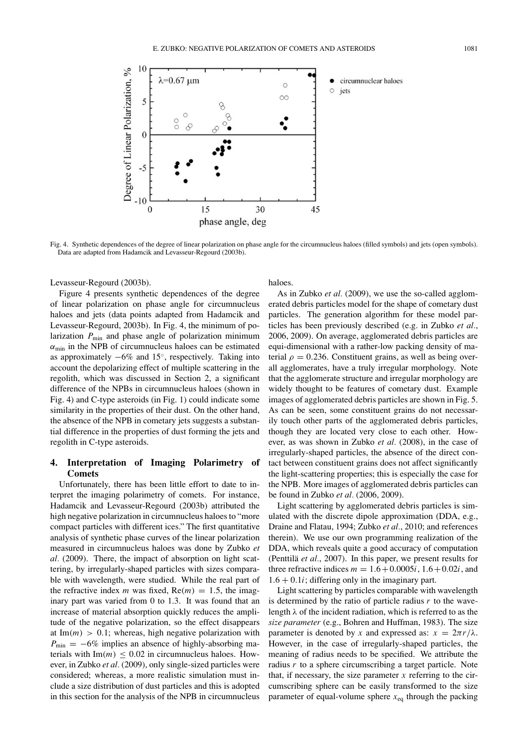Fig. 4. Synthetic dependences of the degree of linear polarization on phase angle for the circumnucleus haloes (filled symbols) and jets (open symbols). Data are adapted from Hadamcik and Levasseur-Regourd (2003b).

Levasseur-Regourd (2003b).

Figure 4 presents synthetic dependences of the degree of linear polarization on phase angle for circumnucleus haloes and jets (data points adapted from Hadamcik and Levasseur-Regourd, 2003b). In Fig. 4, the minimum of polarization $P_{\min}$ and phase angle of polarization minimum $\alpha_{\min}$ in the NPB of circumnucleus haloes can be estimated as approximately $-6\%$ and $15^{\circ}$, respectively. Taking into account the depolarizing effect of multiple scattering in the regolith, which was discussed in Section 2, a significant difference of the NPBs in circumnucleus haloes (shown in Fig. 4) and C-type asteroids (in Fig. 1) could indicate some similarity in the properties of their dust. On the other hand, the absence of the NPB in cometary jets suggests a substantial difference in the properties of dust forming the jets and regolith in C-type asteroids.

## 4. Interpretation of Imaging Polarimetry of Comets

Unfortunately, there has been little effort to date to interpret the imaging polarimetry of comets. For instance, Hadamcik and Levasseur-Regourd (2003b) attributed the high negative polarization in circumnucleus haloes to "more compact particles with different ices." The first quantitative analysis of synthetic phase curves of the linear polarization measured in circumnucleus haloes was done by Zubko *et al*. (2009). There, the impact of absorption on light scattering, by irregularly-shaped particles with sizes comparable with wavelength, were studied. While the real part of the refractive index $m$ was fixed, $\mathrm{Re}(m) = 1.5$, the imaginary part was varied from 0 to 1.3. It was found that an increase of material absorption quickly reduces the amplitude of the negative polarization, so the effect disappears at $\mathrm{Im}(m) > 0.1$; whereas, high negative polarization with $P_{\min} = -6\%$ implies an absence of highly-absorbing materials with $\mathrm{Im}(m) \leq 0.02$ in circumnucleus haloes. However, in Zubko *et al*. (2009), only single-sized particles were considered; whereas, a more realistic simulation must include a size distribution of dust particles and this is adopted in this section for the analysis of the NPB in circumnucleus haloes.

As in Zubko *et al*. (2009), we use the so-called agglomerated debris particles model for the shape of cometary dust particles. The generation algorithm for these model particles has been previously described (e.g. in Zubko *et al*., 2006, 2009). On average, agglomerated debris particles are equi-dimensional with a rather-low packing density of material $\rho = 0.236$. Constituent grains, as well as being overall agglomerates, have a truly irregular morphology. Note that the agglomerate structure and irregular morphology are widely thought to be features of cometary dust. Example images of agglomerated debris particles are shown in Fig. 5. As can be seen, some constituent grains do not necessarily touch other parts of the agglomerated debris particles, though they are located very close to each other. However, as was shown in Zubko *et al*. (2008), in the case of irregularly-shaped particles, the absence of the direct contact between constituent grains does not affect significantly the light-scattering properties; this is especially the case for the NPB. More images of agglomerated debris particles can be found in Zubko *et al*. (2006, 2009).

Light scattering by agglomerated debris particles is simulated with the discrete dipole approximation (DDA, e.g., Draine and Flatau, 1994; Zubko *et al*., 2010; and references therein). We use our own programming realization of the DDA, which reveals quite a good accuracy of computation (Penttilä *et al*., 2007). In this paper, we present results for three refractive indices $m = 1.6 + 0.0005i$, $1.6 + 0.02i$, and $1.6 + 0.1i$; differing only in the imaginary part.

Light scattering by particles comparable with wavelength is determined by the ratio of particle radius $r$ to the wavelength $\lambda$ of the incident radiation, which is referred to as the *size parameter* (e.g., Bohren and Huffman, 1983). The size parameter is denoted by $x$ and expressed as: $x = 2\pi r/\lambda$. However, in the case of irregularly-shaped particles, the meaning of radius needs to be specified. We attribute the radius $r$ to a sphere circumscribing a target particle. Note that, if necessary, the size parameter $x$ referring to the circumscribing sphere can be easily transformed to the size parameter of equal-volume sphere $x_{\mathrm{eq}}$ through the packing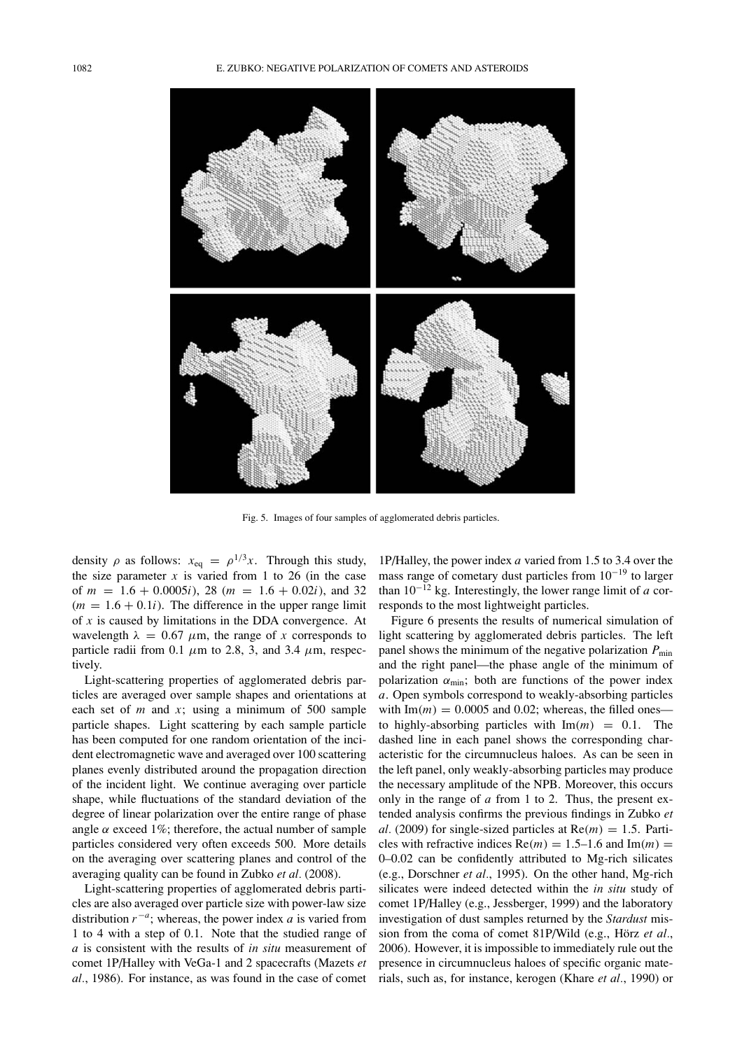Fig. 5. Images of four samples of agglomerated debris particles.

density $\rho$ as follows: $x_{eq} = \rho^{1/3}x$. Through this study, the size parameter $x$ is varied from 1 to 26 (in the case of $m = 1.6 + 0.0005i$), 28 ($m = 1.6 + 0.02i$), and 32 ($m = 1.6 + 0.1i$). The difference in the upper range limit of $x$ is caused by limitations in the DDA convergence. At wavelength $\lambda = 0.67$ $\mu$m, the range of $x$ corresponds to particle radii from 0.1 $\mu$m to 2.8, 3, and 3.4 $\mu$m, respectively.

Light-scattering properties of agglomerated debris particles are averaged over sample shapes and orientations at each set of $m$ and $x$; using a minimum of 500 sample particle shapes. Light scattering by each sample particle has been computed for one random orientation of the incident electromagnetic wave and averaged over 100 scattering planes evenly distributed around the propagation direction of the incident light. We continue averaging over particle shape, while fluctuations of the standard deviation of the degree of linear polarization over the entire range of phase angle $\alpha$ exceed 1%; therefore, the actual number of sample particles considered very often exceeds 500. More details on the averaging over scattering planes and control of the averaging quality can be found in Zubko *et al*. (2008).

Light-scattering properties of agglomerated debris particles are also averaged over particle size with power-law size distribution $r^{-a}$; whereas, the power index $a$ is varied from 1 to 4 with a step of 0.1. Note that the studied range of $a$ is consistent with the results of *in situ* measurement of comet 1P/Halley with VeGa-1 and 2 spacecrafts (Mazets *et al*., 1986). For instance, as was found in the case of comet 1P/Halley, the power index $a$ varied from 1.5 to 3.4 over the mass range of cometary dust particles from $10^{-19}$ to larger than $10^{-12}$ kg. Interestingly, the lower range limit of $a$ corresponds to the most lightweight particles.

Figure 6 presents the results of numerical simulation of light scattering by agglomerated debris particles. The left panel shows the minimum of the negative polarization $P_{\min}$ and the right panel—the phase angle of the minimum of polarization $\alpha_{\min}$; both are functions of the power index $a$. Open symbols correspond to weakly-absorbing particles with $\text{Im}(m) = 0.0005$ and 0.02; whereas, the filled ones—to highly-absorbing particles with $\text{Im}(m) = 0.1$. The dashed line in each panel shows the corresponding characteristic for the circumnucleus haloes. As can be seen in the left panel, only weakly-absorbing particles may produce the necessary amplitude of the NPB. Moreover, this occurs only in the range of $a$ from 1 to 2. Thus, the present extended analysis confirms the previous findings in Zubko *et al*. (2009) for single-sized particles at $\text{Re}(m) = 1.5$. Particles with refractive indices $\text{Re}(m) = 1.5$–1.6 and $\text{Im}(m) =$ 0–0.02 can be confidently attributed to Mg-rich silicates (e.g., Dorschner *et al*., 1995). On the other hand, Mg-rich silicates were indeed detected within the *in situ* study of comet 1P/Halley (e.g., Jessberger, 1999) and the laboratory investigation of dust samples returned by the *Stardust* mission from the coma of comet 81P/Wild (e.g., Hörz *et al*., 2006). However, it is impossible to immediately rule out the presence in circumnucleus haloes of specific organic materials, such as, for instance, kerogen (Khare *et al*., 1990) or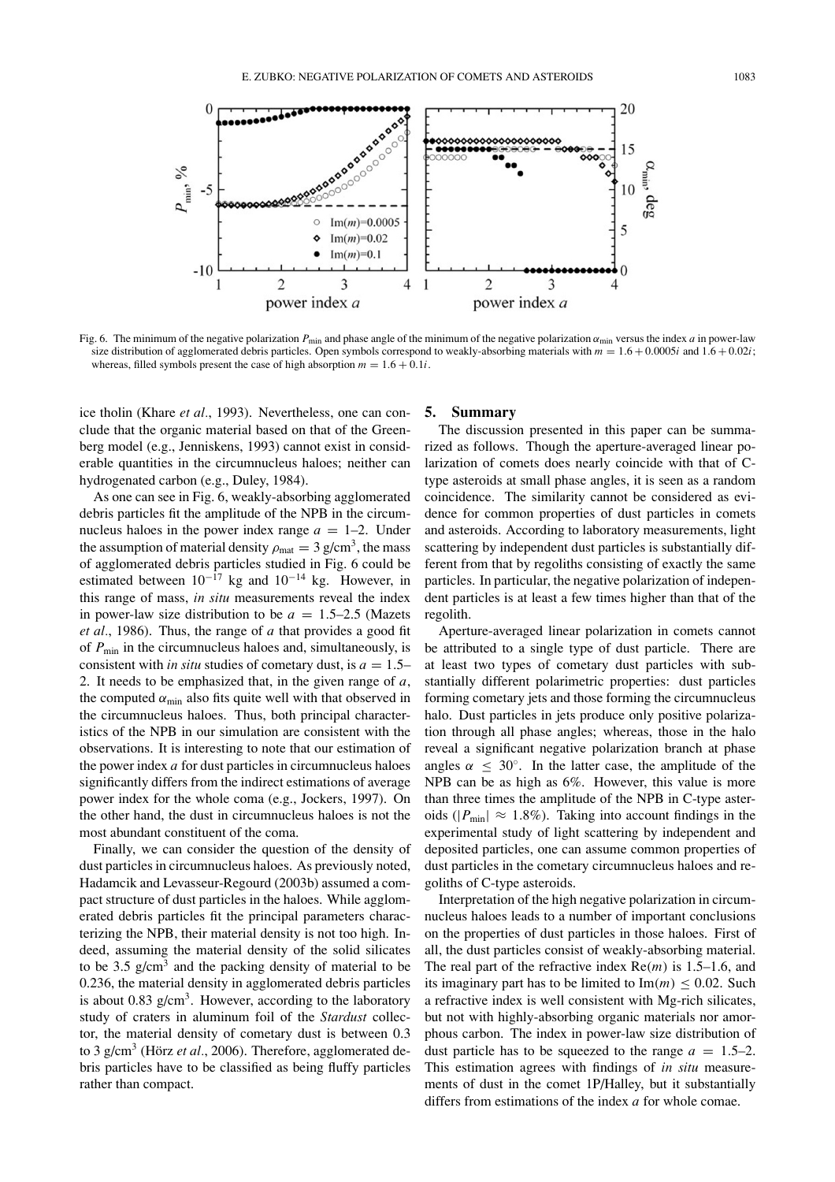Fig. 6. The minimum of the negative polarization $P_{min}$ and phase angle of the minimum of the negative polarization $\alpha_{min}$ versus the index $a$ in power-law size distribution of agglomerated debris particles. Open symbols correspond to weakly-absorbing materials with $m = 1.6 + 0.0005i$ and $1.6 + 0.02i$; whereas, filled symbols present the case of high absorption $m = 1.6 + 0.1i$.

ice tholin (Khare *et al*., 1993). Nevertheless, one can conclude that the organic material based on that of the Greenberg model (e.g., Jenniskens, 1993) cannot exist in considerable quantities in the circumnucleus haloes; neither can hydrogenated carbon (e.g., Duley, 1984).

As one can see in Fig. 6, weakly-absorbing agglomerated debris particles fit the amplitude of the NPB in the circumnucleus haloes in the power index range $a = 1$–$2$. Under the assumption of material density $\rho_{mat} = 3$ g/cm$^3$, the mass of agglomerated debris particles studied in Fig. 6 could be estimated between $10^{-17}$ kg and $10^{-14}$ kg. However, in this range of mass, *in situ* measurements reveal the index in power-law size distribution to be $a = 1.5$–$2.5$ (Mazets *et al*., 1986). Thus, the range of $a$ that provides a good fit of $P_{min}$ in the circumnucleus haloes and, simultaneously, is consistent with *in situ* studies of cometary dust, is $a = 1.5$–$2$. It needs to be emphasized that, in the given range of $a$, the computed $\alpha_{min}$ also fits quite well with that observed in the circumnucleus haloes. Thus, both principal characteristics of the NPB in our simulation are consistent with the observations. It is interesting to note that our estimation of the power index $a$ for dust particles in circumnucleus haloes significantly differs from the indirect estimations of average power index for the whole coma (e.g., Jockers, 1997). On the other hand, the dust in circumnucleus haloes is not the most abundant constituent of the coma.

Finally, we can consider the question of the density of dust particles in circumnucleus haloes. As previously noted, Hadamcik and Levasseur-Regourd (2003b) assumed a compact structure of dust particles in the haloes. While agglomerated debris particles fit the principal parameters characterizing the NPB, their material density is not too high. Indeed, assuming the material density of the solid silicates to be 3.5 g/cm$^3$ and the packing density of material to be 0.236, the material density in agglomerated debris particles is about 0.83 g/cm$^3$. However, according to the laboratory study of craters in aluminum foil of the *Stardust* collector, the material density of cometary dust is between 0.3 to 3 g/cm$^3$ (Hörz *et al*., 2006). Therefore, agglomerated debris particles have to be classified as being fluffy particles rather than compact.

## 5. Summary

The discussion presented in this paper can be summarized as follows. Though the aperture-averaged linear polarization of comets does nearly coincide with that of C-type asteroids at small phase angles, it is seen as a random coincidence. The similarity cannot be considered as evidence for common properties of dust particles in comets and asteroids. According to laboratory measurements, light scattering by independent dust particles is substantially different from that by regoliths consisting of exactly the same particles. In particular, the negative polarization of independent particles is at least a few times higher than that of the regolith.

Aperture-averaged linear polarization in comets cannot be attributed to a single type of dust particle. There are at least two types of cometary dust particles with substantially different polarimetric properties: dust particles forming cometary jets and those forming the circumnucleus halo. Dust particles in jets produce only positive polarization through all phase angles; whereas, those in the halo reveal a significant negative polarization branch at phase angles $\alpha \leq 30^\circ$. In the latter case, the amplitude of the NPB can be as high as 6%. However, this value is more than three times the amplitude of the NPB in C-type asteroids ($|P_{min}| \approx 1.8\%$). Taking into account findings in the experimental study of light scattering by independent and deposited particles, one can assume common properties of dust particles in the cometary circumnucleus haloes and regoliths of C-type asteroids.

Interpretation of the high negative polarization in circumnucleus haloes leads to a number of important conclusions on the properties of dust particles in those haloes. First of all, the dust particles consist of weakly-absorbing material. The real part of the refractive index Re($m$) is 1.5–1.6, and its imaginary part has to be limited to Im($m$) $\leq 0.02$. Such a refractive index is well consistent with Mg-rich silicates, but not with highly-absorbing organic materials nor amorphous carbon. The index in power-law size distribution of dust particle has to be squeezed to the range $a = 1.5$–$2$. This estimation agrees with findings of *in situ* measurements of dust in the comet 1P/Halley, but it substantially differs from estimations of the index $a$ for whole comae.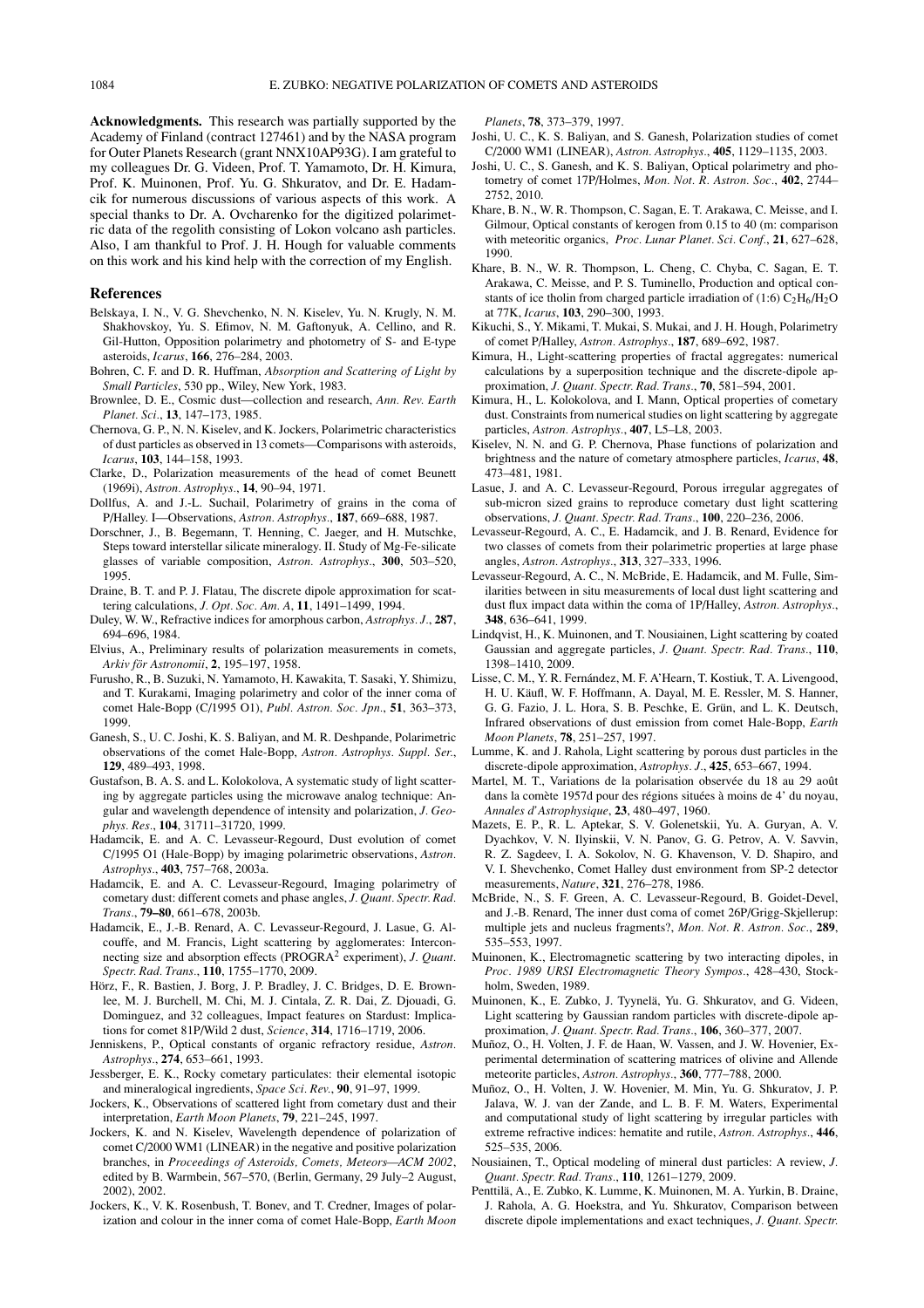**Acknowledgments.** This research was partially supported by the Academy of Finland (contract 127461) and by the NASA program for Outer Planets Research (grant NNX10AP93G). I am grateful to my colleagues Dr. G. Videen, Prof. T. Yamamoto, Dr. H. Kimura, Prof. K. Muinonen, Prof. Yu. G. Shkuratov, and Dr. E. Hadamcik for numerous discussions of various aspects of this work. A special thanks to Dr. A. Ovcharenko for the digitized polarimetric data of the regolith consisting of Lokon volcano ash particles. Also, I am thankful to Prof. J. H. Hough for valuable comments on this work and his kind help with the correction of my English.

## References

Belskaya, I. N., V. G. Shevchenko, N. N. Kiselev, Yu. N. Krugly, N. M. Shakhovskoy, Yu. S. Efimov, N. M. Gaftonyuk, A. Cellino, and R. Gil-Hutton, Opposition polarimetry and photometry of S- and E-type asteroids, *Icarus*, **166**, 276–284, 2003.

Bohren, C. F. and D. R. Huffman, *Absorption and Scattering of Light by Small Particles*, 530 pp., Wiley, New York, 1983.

Brownlee, D. E., Cosmic dust—collection and research, *Ann. Rev. Earth Planet. Sci.*, **13**, 147–173, 1985.

Chernova, G. P., N. N. Kiselev, and K. Jockers, Polarimetric characteristics of dust particles as observed in 13 comets—Comparisons with asteroids, *Icarus*, **103**, 144–158, 1993.

Clarke, D., Polarization measurements of the head of comet Beunett (1969i), *Astron. Astrophys.*, **14**, 90–94, 1971.

Dollfus, A. and J.-L. Suchail, Polarimetry of grains in the coma of P/Halley. I—Observations, *Astron. Astrophys.*, **187**, 669–688, 1987.

Dorschner, J., B. Begemann, T. Henning, C. Jaeger, and H. Mutschke, Steps toward interstellar silicate mineralogy. II. Study of Mg-Fe-silicate glasses of variable composition, *Astron. Astrophys.*, **300**, 503–520, 1995.

Draine, B. T. and P. J. Flatau, The discrete dipole approximation for scattering calculations, *J. Opt. Soc. Am. A*, **11**, 1491–1499, 1994.

Duley, W. W., Refractive indices for amorphous carbon, *Astrophys. J.*, **287**, 694–696, 1984.

Elvius, A., Preliminary results of polarization measurements in comets, *Arkiv för Astronomii*, **2**, 195–197, 1958.

Furusho, R., B. Suzuki, N. Yamamoto, H. Kawakita, T. Sasaki, Y. Shimizu, and T. Kurakami, Imaging polarimetry and color of the inner coma of comet Hale-Bopp (C/1995 O1), *Publ. Astron. Soc. Jpn.*, **51**, 363–373, 1999.

Ganesh, S., U. C. Joshi, K. S. Baliyan, and M. R. Deshpande, Polarimetric observations of the comet Hale-Bopp, *Astron. Astrophys. Suppl. Ser.*, **129**, 489–493, 1998.

Gustafson, B. A. S. and L. Kolokolova, A systematic study of light scattering by aggregate particles using the microwave analog technique: Angular and wavelength dependence of intensity and polarization, *J. Geophys. Res.*, **104**, 31711–31720, 1999.

Hadamcik, E. and A. C. Levasseur-Regourd, Dust evolution of comet C/1995 O1 (Hale-Bopp) by imaging polarimetric observations, *Astron. Astrophys.*, **403**, 757–768, 2003a.

Hadamcik, E. and A. C. Levasseur-Regourd, Imaging polarimetry of cometary dust: different comets and phase angles, *J. Quant. Spectr. Rad. Trans.*, **79–80**, 661–678, 2003b.

Hadamcik, E., J.-B. Renard, A. C. Levasseur-Regourd, J. Lasue, G. Alcouffe, and M. Francis, Light scattering by agglomerates: Interconnecting size and absorption effects (PROGRA$^2$ experiment), *J. Quant. Spectr. Rad. Trans.*, **110**, 1755–1770, 2009.

Hörz, F., R. Bastien, J. Borg, J. P. Bradley, J. C. Bridges, D. E. Brownlee, M. J. Burchell, M. Chi, M. J. Cintala, Z. R. Dai, Z. Djouadi, G. Dominguez, and 32 colleagues, Impact features on Stardust: Implications for comet 81P/Wild 2 dust, *Science*, **314**, 1716–1719, 2006.

Jenniskens, P., Optical constants of organic refractory residue, *Astron. Astrophys.*, **274**, 653–661, 1993.

Jessberger, E. K., Rocky cometary particulates: their elemental isotopic and mineralogical ingredients, *Space Sci. Rev.*, **90**, 91–97, 1999.

Jockers, K., Observations of scattered light from cometary dust and their interpretation, *Earth Moon Planets*, **79**, 221–245, 1997.

Jockers, K. and N. Kiselev, Wavelength dependence of polarization of comet C/2000 WM1 (LINEAR) in the negative and positive polarization branches, in *Proceedings of Asteroids, Comets, Meteors—ACM 2002*, edited by B. Warmbein, 567–570, (Berlin, Germany, 29 July–2 August, 2002), 2002.

Jockers, K., V. K. Rosenbush, T. Bonev, and T. Credner, Images of polarization and colour in the inner coma of comet Hale-Bopp, *Earth Moon Planets*, **78**, 373–379, 1997.

Joshi, U. C., K. S. Baliyan, and S. Ganesh, Polarization studies of comet C/2000 WM1 (LINEAR), *Astron. Astrophys.*, **405**, 1129–1135, 2003.

Joshi, U. C., S. Ganesh, and K. S. Baliyan, Optical polarimetry and photometry of comet 17P/Holmes, *Mon. Not. R. Astron. Soc.*, **402**, 2744–2752, 2010.

Khare, B. N., W. R. Thompson, C. Sagan, E. T. Arakawa, C. Meisse, and I. Gilmour, Optical constants of kerogen from 0.15 to 40 (m: comparison with meteoritic organics, *Proc. Lunar Planet. Sci. Conf.*, **21**, 627–628, 1990.

Khare, B. N., W. R. Thompson, L. Cheng, C. Chyba, C. Sagan, E. T. Arakawa, C. Meisse, and P. S. Tuminello, Production and optical constants of ice tholin from charged particle irradiation of (1:6) $C_2H_6/H_2O$ at 77K, *Icarus*, **103**, 290–300, 1993.

Kikuchi, S., Y. Mikami, T. Mukai, S. Mukai, and J. H. Hough, Polarimetry of comet P/Halley, *Astron. Astrophys.*, **187**, 689–692, 1987.

Kimura, H., Light-scattering properties of fractal aggregates: numerical calculations by a superposition technique and the discrete-dipole approximation, *J. Quant. Spectr. Rad. Trans.*, **70**, 581–594, 2001.

Kimura, H., L. Kolokolova, and I. Mann, Optical properties of cometary dust. Constraints from numerical studies on light scattering by aggregate particles, *Astron. Astrophys.*, **407**, L5–L8, 2003.

Kiselev, N. N. and G. P. Chernova, Phase functions of polarization and brightness and the nature of cometary atmosphere particles, *Icarus*, **48**, 473–481, 1981.

Lasue, J. and A. C. Levasseur-Regourd, Porous irregular aggregates of sub-micron sized grains to reproduce cometary dust light scattering observations, *J. Quant. Spectr. Rad. Trans.*, **100**, 220–236, 2006.

Levasseur-Regourd, A. C., E. Hadamcik, and J. B. Renard, Evidence for two classes of comets from their polarimetric properties at large phase angles, *Astron. Astrophys.*, **313**, 327–333, 1996.

Levasseur-Regourd, A. C., N. McBride, E. Hadamcik, and M. Fulle, Similarities between in situ measurements of local dust light scattering and dust flux impact data within the coma of 1P/Halley, *Astron. Astrophys.*, **348**, 636–641, 1999.

Lindqvist, H., K. Muinonen, and T. Nousiainen, Light scattering by coated Gaussian and aggregate particles, *J. Quant. Spectr. Rad. Trans.*, **110**, 1398–1410, 2009.

Lisse, C. M., Y. R. Fernández, M. F. A'Hearn, T. Kostiuk, T. A. Livengood, H. U. Käufl, W. F. Hoffmann, A. Dayal, M. E. Ressler, M. S. Hanner, G. G. Fazio, J. L. Hora, S. B. Peschke, E. Grün, and L. K. Deutsch, Infrared observations of dust emission from comet Hale-Bopp, *Earth Moon Planets*, **78**, 251–257, 1997.

Lumme, K. and J. Rahola, Light scattering by porous dust particles in the discrete-dipole approximation, *Astrophys. J.*, **425**, 653–667, 1994.

Martel, M. T., Variations de la polarisation observée du 18 au 29 août dans la comète 1957d pour des régions situées à moins de 4' du noyau, *Annales d'Astrophysique*, **23**, 480–497, 1960.

Mazets, E. P., R. L. Aptekar, S. V. Golenetskii, Yu. A. Guryan, A. V. Dyachkov, V. N. Ilyinskii, V. N. Panov, G. G. Petrov, A. V. Savvin, R. Z. Sagdeev, I. A. Sokolov, N. G. Khavenson, V. D. Shapiro, and V. I. Shevchenko, Comet Halley dust environment from SP-2 detector measurements, *Nature*, **321**, 276–278, 1986.

McBride, N., S. F. Green, A. C. Levasseur-Regourd, B. Goidet-Devel, and J.-B. Renard, The inner dust coma of comet 26P/Grigg-Skjellerup: multiple jets and nucleus fragments?, *Mon. Not. R. Astron. Soc.*, **289**, 535–553, 1997.

Muinonen, K., Electromagnetic scattering by two interacting dipoles, in *Proc. 1989 URSI Electromagnetic Theory Sympos.*, 428–430, Stockholm, Sweden, 1989.

Muinonen, K., E. Zubko, J. Tyynelä, Yu. G. Shkuratov, and G. Videen, Light scattering by Gaussian random particles with discrete-dipole approximation, *J. Quant. Spectr. Rad. Trans.*, **106**, 360–377, 2007.

Muñoz, O., H. Volten, J. F. de Haan, W. Vassen, and J. W. Hovenier, Experimental determination of scattering matrices of olivine and Allende meteorite particles, *Astron. Astrophys.*, **360**, 777–788, 2000.

Muñoz, O., H. Volten, J. W. Hovenier, M. Min, Yu. G. Shkuratov, J. P. Jalava, W. J. van der Zande, and L. B. F. M. Waters, Experimental and computational study of light scattering by irregular particles with extreme refractive indices: hematite and rutile, *Astron. Astrophys.*, **446**, 525–535, 2006.

Nousiainen, T., Optical modeling of mineral dust particles: A review, *J. Quant. Spectr. Rad. Trans.*, **110**, 1261–1279, 2009.

Penttilä, A., E. Zubko, K. Lumme, K. Muinonen, M. A. Yurkin, B. Draine, J. Rahola, A. G. Hoekstra, and Yu. Shkuratov, Comparison between discrete dipole implementations and exact techniques, *J. Quant. Spectr.*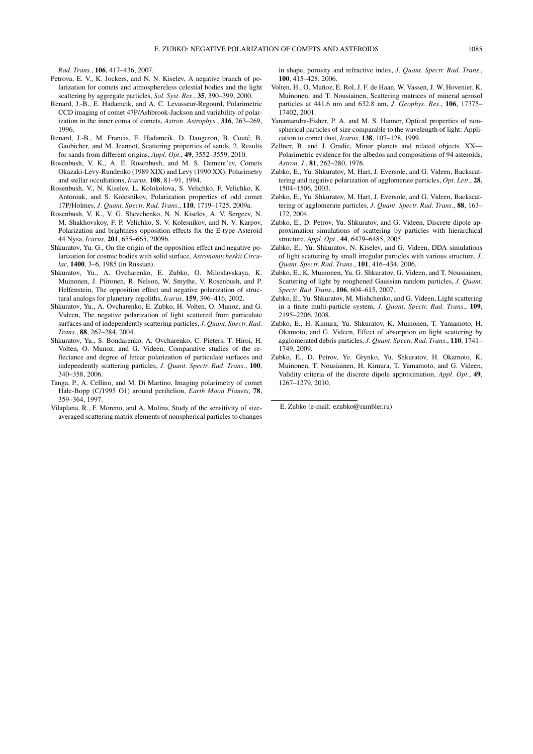*Rad. Trans.*, **106**, 417–436, 2007.

Petrova, E. V., K. Jockers, and N. N. Kiselev, A negative branch of polarization for comets and atmosphereless celestial bodies and the light scattering by aggregate particles, *Sol. Syst. Res.*, **35**, 390–399, 2000.

Renard, J.-B., E. Hadamcik, and A. C. Levasseur-Regourd, Polarimetric CCD imaging of comet 47P/Ashbrook-Jackson and variability of polarization in the inner coma of comets, *Astron. Astrophys.*, **316**, 263–269, 1996.

Renard, J.-B., M. Francis, E. Hadamcik, D. Daugeron, B. Couté, B. Gaubicher, and M. Jeannot, Scattering properties of sands. 2. Results for sands from different origins, *Appl. Opt.*, **49**, 3552–3559, 2010.

Rosenbush, V. K., A. E. Rosenbush, and M. S. Dement'ev, Comets Okazaki-Levy-Rundenko (1989 XIX) and Levy (1990 XX): Polarimetry and stellar occultations, *Icarus*, **108**, 81–91, 1994.

Rosenbush, V., N. Kiselev, L. Kolokolova, S. Velichko, F. Velichko, K. Antoniuk, and S. Kolesnikov, Polarization properties of odd comet 17P/Holmes, *J. Quant. Spectr. Rad. Trans.*, **110**, 1719–1725, 2009a.

Rosenbush, V. K., V. G. Shevchenko, N. N. Kiselev, A. V. Sergeev, N. M. Shakhovskoy, F. P. Velichko, S. V. Kolesnikov, and N. V. Karpov, Polarization and brightness opposition effects for the E-type Asteroid 44 Nysa, *Icarus*, **201**, 655–665, 2009b.

Shkuratov, Yu. G., On the origin of the opposition effect and negative polarization for cosmic bodies with solid surface, *Astronomicheskii Circular*, **1400**, 3–6, 1985 (in Russian).

Shkuratov, Yu., A. Ovcharenko, E. Zubko, O. Miloslavskaya, K. Muinonen, J. Piironen, R. Nelson, W. Smythe, V. Rosenbush, and P. Helfenstein, The opposition effect and negative polarization of structural analogs for planetary regoliths, *Icarus*, **159**, 396–416, 2002.

Shkuratov, Yu., A. Ovcharenko, E. Zubko, H. Volten, O. Munoz, and G. Videen, The negative polarization of light scattered from particulate surfaces and of independently scattering particles, *J. Quant. Spectr. Rad. Trans.*, **88**, 267–284, 2004.

Shkuratov, Yu., S. Bondarenko, A. Ovcharenko, C. Pieters, T. Hiroi, H. Volten, O. Munoz, and G. Videen, Comparative studies of the reflectance and degree of linear polarization of particulate surfaces and independently scattering particles, *J. Quant. Spectr. Rad. Trans.*, **100**, 340–358, 2006.

Tanga, P., A. Cellino, and M. Di Martino, Imaging polarimetry of comet Hale-Bopp (C/1995 O1) around perihelion, *Earth Moon Planets*, **78**, 359–364, 1997.

Vilaplana, R., F. Moreno, and A. Molina, Study of the sensitivity of size-averaged scattering matrix elements of nonspherical particles to changes in shape, porosity and refractive index, *J. Quant. Spectr. Rad. Trans.*, **100**, 415–428, 2006.

Volten, H., O. Muñoz, E. Rol, J. F. de Haan, W. Vassen, J. W. Hovenier, K. Muinonen, and T. Nousiainen, Scattering matrices of mineral aerosol particles at 441.6 nm and 632.8 nm, *J. Geophys. Res.*, **106**, 17375–17402, 2001.

Yanamandra-Fisher, P. A. and M. S. Hanner, Optical properties of nonspherical particles of size comparable to the wavelength of light: Application to comet dust, *Icarus*, **138**, 107–128, 1999.

Zellner, B. and J. Gradie, Minor planets and related objects. XX—Polarimetric evidence for the albedos and compositions of 94 asteroids, *Astron. J.*, **81**, 262–280, 1976.

Zubko, E., Yu. Shkuratov, M. Hart, J. Eversole, and G. Videen, Backscattering and negative polarization of agglomerate particles, *Opt. Lett.*, **28**, 1504–1506, 2003.

Zubko, E., Yu. Shkuratov, M. Hart, J. Eversole, and G. Videen, Backscattering of agglomerate particles, *J. Quant. Spectr. Rad. Trans.*, **88**, 163–172, 2004.

Zubko, E., D. Petrov, Yu. Shkuratov, and G. Videen, Discrete dipole approximation simulations of scattering by particles with hierarchical structure, *Appl. Opt.*, **44**, 6479–6485, 2005.

Zubko, E., Yu. Shkuratov, N. Kiselev, and G. Videen, DDA simulations of light scattering by small irregular particles with various structure, *J. Quant. Spectr. Rad. Trans.*, **101**, 416–434, 2006.

Zubko, E., K. Muinonen, Yu. G. Shkuratov, G. Videen, and T. Nousiainen, Scattering of light by roughened Gaussian random particles, *J. Quant. Spectr. Rad. Trans.*, **106**, 604–615, 2007.

Zubko, E., Yu. Shkuratov, M. Mishchenko, and G. Videen, Light scattering in a finite multi-particle system, *J. Quant. Spectr. Rad. Trans.*, **109**, 2195–2206, 2008.

Zubko, E., H. Kimura, Yu. Shkuratov, K. Muinonen, T. Yamamoto, H. Okamoto, and G. Videen, Effect of absorption on light scattering by agglomerated debris particles, *J. Quant. Spectr. Rad. Trans.*, **110**, 1741–1749, 2009.

Zubko, E., D. Petrov, Ye. Grynko, Yu. Shkuratov, H. Okamoto, K. Muinonen, T. Nousiainen, H. Kimura, T. Yamamoto, and G. Videen, Validity criteria of the discrete dipole approximation, *Appl. Opt.*, **49**, 1267–1279, 2010.

---

E. Zubko (e-mail: ezubko@rambler.ru)